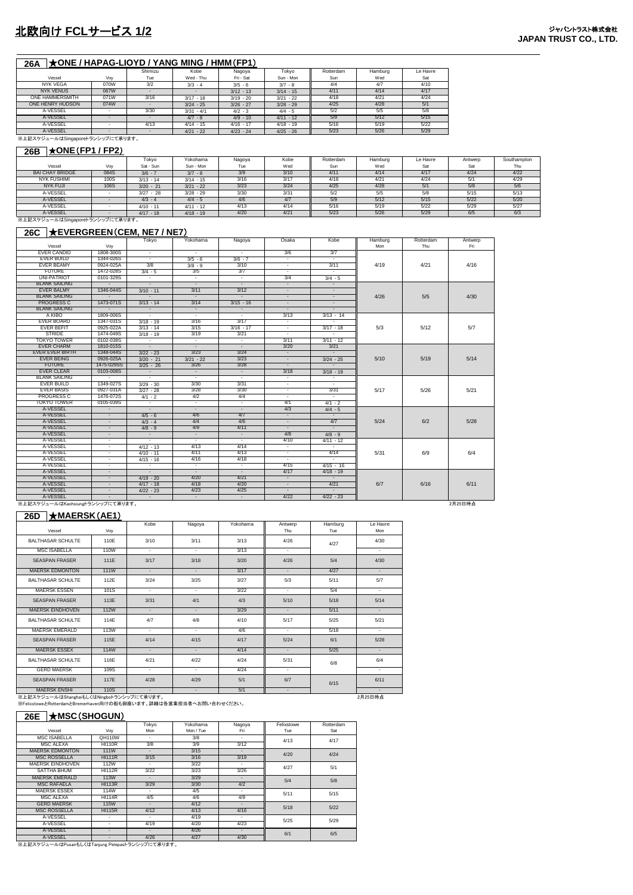# 北欧向け FCLサービス 1/2

**ジャパントラスト株式会社**
**JAPAN TRUST CO., LTD.**

## 26A ★ONE / HAPAG-LIOYD / YANG MING / HMM(FP1)

| Vessel | Voy | Shimizu<br>Tue | Kobe<br>Wed - Thu | Nagoya<br>Fri - Sat | Tokyo<br>Sun - Mon | Rotterdam<br>Sun | Hamburg<br>Wed | Le Havre<br>Sat |
|---|---|---|---|---|---|---|---|---|
| NYK VEGA | 070W | 3/2 | 3/3 - 4 | 3/5 - 6 | 3/7 - 8 | 4/4 | 4/7 | 4/10 |
| NYK VENUS | 067W | - | - | 3/12 - 13 | 3/14 - 15 | 4/11 | 4/14 | 4/17 |
| ONE HAMMERSMITH | 071W | 3/16 | 3/17 - 18 | 3/19 - 20 | 3/21 - 22 | 4/18 | 4/21 | 4/24 |
| ONE HENRY HUDSON | 074W | - | 3/24 - 25 | 3/26 - 27 | 3/28 - 29 | 4/25 | 4/28 | 5/1 |
| A-VESSEL | - | 3/30 | 3/31 - 4/1 | 4/2 - 3 | 4/4 - 5 | 5/2 | 5/5 | 5/8 |
| A-VESSEL | - | - | 4/7 - 8 | 4/9 - 10 | 4/11 - 12 | 5/9 | 5/12 | 5/15 |
| A-VESSEL | - | 4/13 | 4/14 - 15 | 4/16 - 17 | 4/18 - 19 | 5/16 | 5/19 | 5/22 |
| A-VESSEL | - | - | 4/21 - 22 | 4/23 - 24 | 4/25 - 26 | 5/23 | 5/26 | 5/29 |

※上記スケジュールはSingaporeトランシップにて承ります。

## 26B ★ONE(FP1 / FP2)

| Vessel | Voy | Tokyo<br>Sat - Sun | Yokohama<br>Sun - Mon | Nagoya<br>Tue | Kobe<br>Wed | Rotterdam<br>Sun | Hamburg<br>Wed | Le Havre<br>Sat | Antwerp<br>Sat | Southampton<br>Thu |
|---|---|---|---|---|---|---|---|---|---|---|
| BAI CHAY BRIDGE | 084S | 3/6 - 7 | 3/7 - 8 | 3/9 | 3/10 | 4/11 | 4/14 | 4/17 | 4/24 | 4/22 |
| NYK FUSHIMI | 100S | 3/13 - 14 | 3/14 - 15 | 3/16 | 3/17 | 4/18 | 4/21 | 4/24 | 5/1 | 4/29 |
| NYK FUJI | 106S | 3/20 - 21 | 3/21 - 22 | 3/23 | 3/24 | 4/25 | 4/28 | 5/1 | 5/8 | 5/6 |
| A-VESSEL | - | 3/27 - 28 | 3/28 - 29 | 3/30 | 3/31 | 5/2 | 5/5 | 5/8 | 5/15 | 5/13 |
| A-VESSEL | - | 4/3 - 4 | 4/4 - 5 | 4/6 | 4/7 | 5/9 | 5/12 | 5/15 | 5/22 | 5/20 |
| A-VESSEL | - | 4/10 - 11 | 4/11 - 12 | 4/13 | 4/14 | 5/16 | 5/19 | 5/22 | 5/29 | 5/27 |
| A-VESSEL | - | 4/17 - 18 | 4/18 - 19 | 4/20 | 4/21 | 5/23 | 5/26 | 5/29 | 6/5 | 6/3 |

※上記スケジュールはSingaporeトランシップにて承ります。

## 26C ★EVERGREEN(CEM, NE7 / NE7)

| Vessel | Voy | Tokyo | Yokohama | Nagoya | Osaka | Kobe | Hamburg<br>Mon | Rotterdam<br>Thu | Antwerp<br>Fri |
|---|---|---|---|---|---|---|---|---|---|
| EVER CANDID | 1808-300S | - | - | - | 3/6 | 3/7 | 4/19 | 4/21 | 4/16 |
| EVER BUILD | 1344-026S | - | 3/5 - 6 | 3/6 - 7 | - | - | | | |
| EVER BEAMY | 0924-025A | 3/8 | 3/8 - 9 | 3/10 | - | 3/11 | | | |
| FUTURE | 1472-028S | 3/4 - 5 | 3/5 | 3/7 | - | - | | | |
| UNI-PATRIOT | 0101-329S | - | - | - | 3/4 | 3/4 - 5 | | | |
| BLANK SAILING | - | - | - | - | - | - | 4/26 | 5/5 | 4/30 |
| EVER BALMY | 1346-044S | 3/10 - 11 | 3/11 | 3/12 | - | - | | | |
| BLANK SAILING | - | - | - | - | - | - | | | |
| PROGRESS C | 1473-071S | 3/13 - 14 | 3/14 | 3/15 - 16 | - | - | | | |
| BLANK SAILING | - | - | - | - | - | - | | | |
| A KIBO | 1809-006S | - | - | - | 3/13 | 3/13 - 14 | 5/3 | 5/12 | 5/7 |
| EVER BOARD | 1347-031S | 3/18 - 19 | 3/16 | 3/17 | - | - | | | |
| EVER BEFIT | 0925-022A | 3/13 - 14 | 3/15 | 3/16 - 17 | - | 3/17 - 18 | | | |
| STRIDE | 1474-049S | 3/18 - 19 | 3/19 | 3/21 | - | - | | | |
| TOKYO TOWER | 0102-038S | - | - | - | 3/11 | 3/11 - 12 | | | |
| EVER CHARM | 1810-015S | - | - | - | 3/20 | 3/21 | 5/10 | 5/19 | 5/14 |
| EVER EVER BIRTH | 1348-044S | 3/22 - 23 | 3/23 | 3/24 | - | - | | | |
| EVER BEING | 0926-025A | 3/20 - 21 | 3/21 - 22 | 3/23 | - | 3/24 - 25 | | | |
| FUTURE | 1475-029SS | 3/25 - 26 | 3/26 | 3/28 | - | - | | | |
| EVER CLEAR | 0103-008S | - | - | - | 3/18 | 3/18 - 19 | | | |
| BLANK SAILING | | - | - | - | - | - | 5/17 | 5/26 | 5/21 |
| EVER BUILD | 1349-027S | 3/29 - 30 | 3/30 | 3/31 | - | - | | | |
| EVER BASIS | 0927-031A | 3/27 - 28 | 3/28 | 3/30 | - | 3/31 | | | |
| PROGRESS C | 1476-072S | 4/1 - 2 | 4/2 | 4/4 | - | - | | | |
| TOKYO TOWER | 0105-039S | - | - | - | 4/1 | 4/1 - 2 | | | |
| A-VESSEL | - | - | - | - | 4/3 | 4/4 - 5 | 5/24 | 6/2 | 5/28 |
| A-VESSEL | - | 4/5 - 6 | 4/6 | 4/7 | - | - | | | |
| A-VESSEL | - | 4/3 - 4 | 4/4 | 4/6 | - | 4/7 | | | |
| A-VESSEL | - | 4/8 - 9 | 4/9 | 4/11 | - | - | | | |
| A-VESSEL | - | - | - | - | 4/8 | 4/8 - 9 | | | |
| A-VESSEL | - | - | - | - | 4/10 | 4/11 - 12 | 5/31 | 6/9 | 6/4 |
| A-VESSEL | - | 4/12 - 13 | 4/13 | 4/14 | - | - | | | |
| A-VESSEL | - | 4/10 - 11 | 4/11 | 4/13 | - | 4/14 | | | |
| A-VESSEL | - | 4/15 - 16 | 4/16 | 4/18 | - | - | | | |
| A-VESSEL | - | - | - | - | 4/15 | 4/15 - 16 | | | |
| A-VESSEL | - | - | - | - | 4/17 | 4/18 - 19 | 6/7 | 6/16 | 6/11 |
| A-VESSEL | - | 4/19 - 20 | 4/20 | 4/21 | - | - | | | |
| A-VESSEL | - | 4/17 - 18 | 4/18 | 4/20 | - | 4/21 | | | |
| A-VESSEL | - | 4/22 - 23 | 4/23 | 4/25 | - | - | | | |
| A-VESSEL | - | - | - | - | 4/22 | 4/22 - 23 | | | |

※上記スケジュールはKaohsiungトランシップにて承ります。

2月25日時点

## 26D ★MAERSK(AE1)

| Vessel | Voy | Kobe | Nagoya | Yokohama | Antwerp<br>Thu | Hamburg<br>Tue | Le Havre<br>Mon |
|---|---|---|---|---|---|---|---|
| BALTHASAR SCHULTE | 110E | 3/10 | 3/11 | 3/13 | 4/26 | 4/27 | 4/30 |
| MSC ISABELLA | 110W | - | - | 3/13 | - | | - |
| SEASPAN FRASER | 111E | 3/17 | 3/18 | 3/20 | 4/26 | 5/4 | 4/30 |
| MAERSK EDMONTON | 111W | - | - | 3/17 | - | 4/27 | - |
| BALTHASAR SCHULTE | 112E | 3/24 | 3/25 | 3/27 | 5/3 | 5/11 | 5/7 |
| MAERSK ESSEN | 101S | - | - | 3/22 | - | 5/4 | - |
| SEASPAN FRASER | 113E | 3/31 | 4/1 | 4/3 | 5/10 | 5/18 | 5/14 |
| MAERSK EINDHOVEN | 112W | - | - | 3/29 | - | 5/11 | - |
| BALTHASAR SCHULTE | 114E | 4/7 | 4/8 | 4/10 | 5/17 | 5/25 | 5/21 |
| MAERSK EMERALD | 113W | - | - | 4/6 | - | 5/18 | - |
| SEASPAN FRASER | 115E | 4/14 | 4/15 | 4/17 | 5/24 | 6/1 | 5/28 |
| MAERSK ESSEX | 114W | - | - | 4/14 | - | 5/25 | - |
| BALTHASAR SCHULTE | 116E | 4/21 | 4/22 | 4/24 | 5/31 | 6/8 | 6/4 |
| GERD MAERSK | 109S | - | - | 4/24 | - | | - |
| SEASPAN FRASER | 117E | 4/28 | 4/29 | 5/1 | 6/7 | 6/15 | 6/11 |
| MAERSK ENSHI | 110S | - | - | 5/1 | - | | - |

※上記スケジュールはShanghaiもしくはNingboトランシップにて承ります。
※FelixstoweとRotterdamとBremerhaven向けの船も御座います。詳細は各営業担当者へお問い合わせください。

2月25日時点

## 26E ★MSC(SHOGUN)

| Vessel | Voy | Tokyo<br>Mon | Yokohama<br>Mon / Tue | Nagoya<br>Fri | Felixstowe<br>Tue | Rotterdam<br>Sat |
|---|---|---|---|---|---|---|
| MSC ISABELLA | QH110W | - | 3/8 | - | 4/13 | 4/17 |
| MSC ALEXA | HI110R | 3/8 | 3/9 | 3/12 | | |
| MAERSK EDMONTON | 111W | - | 3/15 | - | 4/20 | 4/24 |
| MSC ROSSELLA | HI111R | 3/15 | 3/16 | 3/19 | | |
| MAERSK EINDHOVEN | 112W | - | 3/22 | - | 4/27 | 5/1 |
| SATTHA BHUM | HI112R | 3/22 | 3/23 | 3/26 | | |
| MAERSK EMERALD | 113W | - | 3/29 | - | 5/4 | 5/8 |
| MSC RAFAELA | HI113R | 3/29 | 3/30 | 4/2 | | |
| MAERSK ESSEX | 114W | - | 4/5 | - | 5/11 | 5/15 |
| MSC ALEXA | HI114R | 4/5 | 4/6 | 4/9 | | |
| GERD MAERSK | 115W | - | 4/12 | - | 5/18 | 5/22 |
| MSC ROSSELLA | HI115R | 4/12 | 4/13 | 4/16 | | |
| A-VESSEL | - | - | 4/19 | - | 5/25 | 5/29 |
| A-VESSEL | - | 4/19 | 4/20 | 4/23 | | |
| A-VESSEL | - | - | 4/26 | - | 6/1 | 6/5 |
| A-VESSEL | - | 4/26 | 4/27 | 4/30 | | |

※上記スケジュールはPusanもしくはTanjung Pelepasトランシップにて承ります。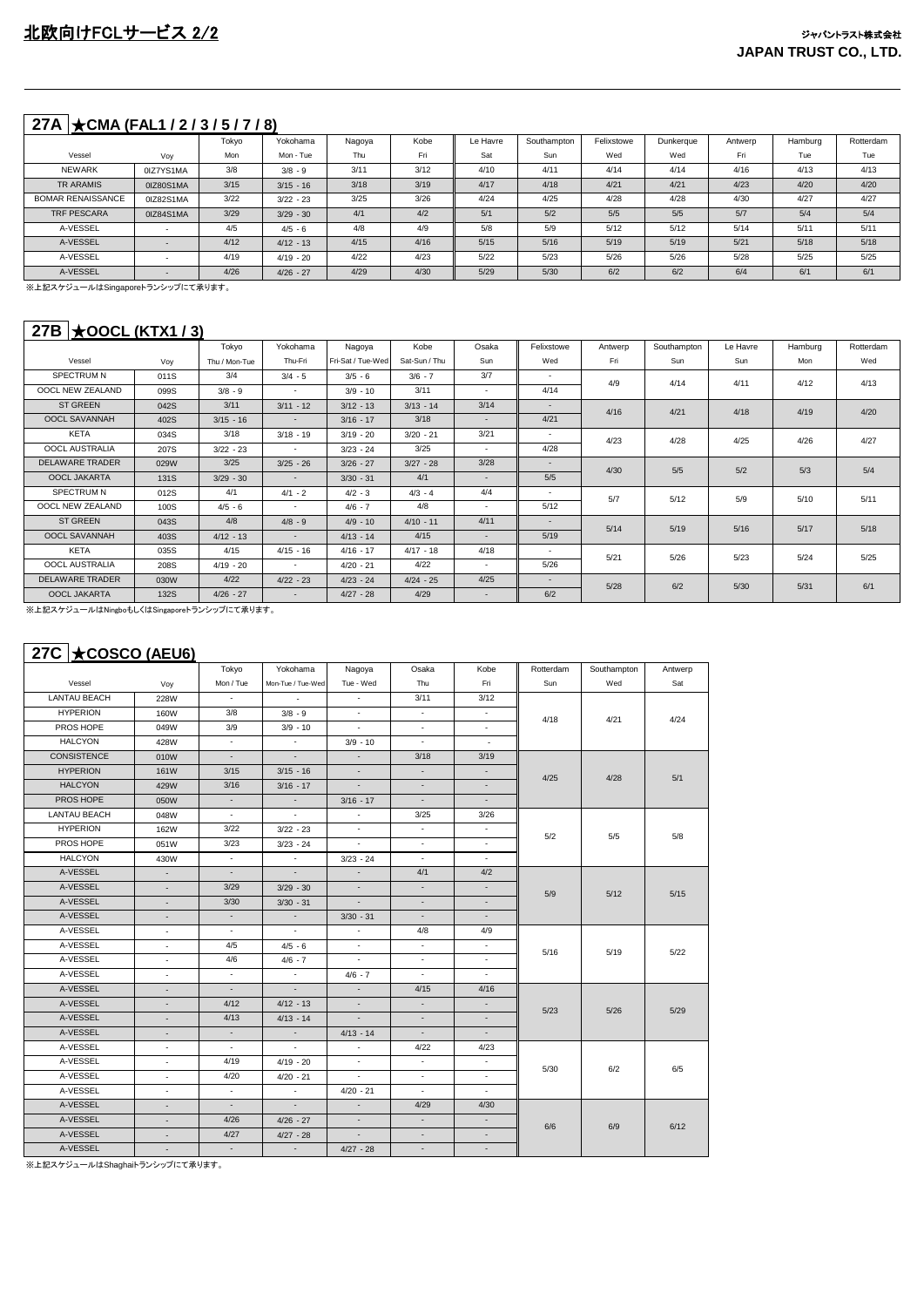# 北欧向けFCLサービス 2/2

## 27A ★CMA (FAL1 / 2 / 3 / 5 / 7 / 8)

| | | Tokyo | Yokohama | Nagoya | Kobe | Le Havre | Southampton | Felixstowe | Dunkerque | Antwerp | Hamburg | Rotterdam |
|---|---|---|---|---|---|---|---|---|---|---|---|---|
| Vessel | Voy | Mon | Mon - Tue | Thu | Fri | Sat | Sun | Wed | Wed | Fri | Tue | Tue |
| NEWARK | 0IZ7YS1MA | 3/8 | 3/8 - 9 | 3/11 | 3/12 | 4/10 | 4/11 | 4/14 | 4/14 | 4/16 | 4/13 | 4/13 |
| TR ARAMIS | 0IZ80S1MA | 3/15 | 3/15 - 16 | 3/18 | 3/19 | 4/17 | 4/18 | 4/21 | 4/21 | 4/23 | 4/20 | 4/20 |
| BOMAR RENAISSANCE | 0IZ82S1MA | 3/22 | 3/22 - 23 | 3/25 | 3/26 | 4/24 | 4/25 | 4/28 | 4/28 | 4/30 | 4/27 | 4/27 |
| TRF PESCARA | 0IZ84S1MA | 3/29 | 3/29 - 30 | 4/1 | 4/2 | 5/1 | 5/2 | 5/5 | 5/5 | 5/7 | 5/4 | 5/4 |
| A-VESSEL | - | 4/5 | 4/5 - 6 | 4/8 | 4/9 | 5/8 | 5/9 | 5/12 | 5/12 | 5/14 | 5/11 | 5/11 |
| A-VESSEL | - | 4/12 | 4/12 - 13 | 4/15 | 4/16 | 5/15 | 5/16 | 5/19 | 5/19 | 5/21 | 5/18 | 5/18 |
| A-VESSEL | - | 4/19 | 4/19 - 20 | 4/22 | 4/23 | 5/22 | 5/23 | 5/26 | 5/26 | 5/28 | 5/25 | 5/25 |
| A-VESSEL | - | 4/26 | 4/26 - 27 | 4/29 | 4/30 | 5/29 | 5/30 | 6/2 | 6/2 | 6/4 | 6/1 | 6/1 |

※上記スケジュールはSingaporeトランシップにて承ります。

## 27B ★OOCL (KTX1 / 3)

| | | Tokyo | Yokohama | Nagoya | Kobe | Osaka | Felixstowe | Antwerp | Southampton | Le Havre | Hamburg | Rotterdam |
|---|---|---|---|---|---|---|---|---|---|---|---|---|
| Vessel | Voy | Thu / Mon-Tue | Thu-Fri | Fri-Sat / Tue-Wed | Sat-Sun / Thu | Sun | Wed | Fri | Sun | Sun | Mon | Wed |
| SPECTRUM N | 011S | 3/4 | 3/4 - 5 | 3/5 - 6 | 3/6 - 7 | 3/7 | - | 4/9 | 4/14 | 4/11 | 4/12 | 4/13 |
| OOCL NEW ZEALAND | 099S | 3/8 - 9 | - | 3/9 - 10 | 3/11 | - | 4/14 | | | | | |
| ST GREEN | 042S | 3/11 | 3/11 - 12 | 3/12 - 13 | 3/13 - 14 | 3/14 | - | 4/16 | 4/21 | 4/18 | 4/19 | 4/20 |
| OOCL SAVANNAH | 402S | 3/15 - 16 | - | 3/16 - 17 | 3/18 | - | 4/21 | | | | | |
| KETA | 034S | 3/18 | 3/18 - 19 | 3/19 - 20 | 3/20 - 21 | 3/21 | - | 4/23 | 4/28 | 4/25 | 4/26 | 4/27 |
| OOCL AUSTRALIA | 207S | 3/22 - 23 | - | 3/23 - 24 | 3/25 | - | 4/28 | | | | | |
| DELAWARE TRADER | 029W | 3/25 | 3/25 - 26 | 3/26 - 27 | 3/27 - 28 | 3/28 | - | 4/30 | 5/5 | 5/2 | 5/3 | 5/4 |
| OOCL JAKARTA | 131S | 3/29 - 30 | - | 3/30 - 31 | 4/1 | - | 5/5 | | | | | |
| SPECTRUM N | 012S | 4/1 | 4/1 - 2 | 4/2 - 3 | 4/3 - 4 | 4/4 | - | 5/7 | 5/12 | 5/9 | 5/10 | 5/11 |
| OOCL NEW ZEALAND | 100S | 4/5 - 6 | - | 4/6 - 7 | 4/8 | - | 5/12 | | | | | |
| ST GREEN | 043S | 4/8 | 4/8 - 9 | 4/9 - 10 | 4/10 - 11 | 4/11 | - | 5/14 | 5/19 | 5/16 | 5/17 | 5/18 |
| OOCL SAVANNAH | 403S | 4/12 - 13 | - | 4/13 - 14 | 4/15 | - | 5/19 | | | | | |
| KETA | 035S | 4/15 | 4/15 - 16 | 4/16 - 17 | 4/17 - 18 | 4/18 | - | 5/21 | 5/26 | 5/23 | 5/24 | 5/25 |
| OOCL AUSTRALIA | 208S | 4/19 - 20 | - | 4/20 - 21 | 4/22 | - | 5/26 | | | | | |
| DELAWARE TRADER | 030W | 4/22 | 4/22 - 23 | 4/23 - 24 | 4/24 - 25 | 4/25 | - | 5/28 | 6/2 | 5/30 | 5/31 | 6/1 |
| OOCL JAKARTA | 132S | 4/26 - 27 | - | 4/27 - 28 | 4/29 | - | 6/2 | | | | | |

※上記スケジュールはNingboもしくはSingaporeトランシップにて承ります。

## 27C ★COSCO (AEU6)

| | | Tokyo | Yokohama | Nagoya | Osaka | Kobe | Rotterdam | Southampton | Antwerp |
|---|---|---|---|---|---|---|---|---|---|
| Vessel | Voy | Mon / Tue | Mon-Tue / Tue-Wed | Tue - Wed | Thu | Fri | Sun | Wed | Sat |
| LANTAU BEACH | 228W | - | - | - | 3/11 | 3/12 | 4/18 | 4/21 | 4/24 |
| HYPERION | 160W | 3/8 | 3/8 - 9 | - | - | - | | | |
| PROS HOPE | 049W | 3/9 | 3/9 - 10 | - | - | - | | | |
| HALCYON | 428W | - | - | 3/9 - 10 | - | - | | | |
| CONSISTENCE | 010W | - | - | - | 3/18 | 3/19 | 4/25 | 4/28 | 5/1 |
| HYPERION | 161W | 3/15 | 3/15 - 16 | - | - | - | | | |
| HALCYON | 429W | 3/16 | 3/16 - 17 | - | - | - | | | |
| PROS HOPE | 050W | - | - | 3/16 - 17 | - | - | | | |
| LANTAU BEACH | 048W | - | - | - | 3/25 | 3/26 | 5/2 | 5/5 | 5/8 |
| HYPERION | 162W | 3/22 | 3/22 - 23 | - | - | - | | | |
| PROS HOPE | 051W | 3/23 | 3/23 - 24 | - | - | - | | | |
| HALCYON | 430W | - | - | 3/23 - 24 | - | - | | | |
| A-VESSEL | - | - | - | - | 4/1 | 4/2 | 5/9 | 5/12 | 5/15 |
| A-VESSEL | - | 3/29 | 3/29 - 30 | - | - | - | | | |
| A-VESSEL | - | 3/30 | 3/30 - 31 | - | - | - | | | |
| A-VESSEL | - | - | - | 3/30 - 31 | - | - | | | |
| A-VESSEL | - | - | - | - | 4/8 | 4/9 | 5/16 | 5/19 | 5/22 |
| A-VESSEL | - | 4/5 | 4/5 - 6 | - | - | - | | | |
| A-VESSEL | - | 4/6 | 4/6 - 7 | - | - | - | | | |
| A-VESSEL | - | - | - | 4/6 - 7 | - | - | | | |
| A-VESSEL | - | - | - | - | 4/15 | 4/16 | 5/23 | 5/26 | 5/29 |
| A-VESSEL | - | 4/12 | 4/12 - 13 | - | - | - | | | |
| A-VESSEL | - | 4/13 | 4/13 - 14 | - | - | - | | | |
| A-VESSEL | - | - | - | 4/13 - 14 | - | - | | | |
| A-VESSEL | - | - | - | - | 4/22 | 4/23 | 5/30 | 6/2 | 6/5 |
| A-VESSEL | - | 4/19 | 4/19 - 20 | - | - | - | | | |
| A-VESSEL | - | 4/20 | 4/20 - 21 | - | - | - | | | |
| A-VESSEL | - | - | - | 4/20 - 21 | - | - | | | |
| A-VESSEL | - | - | - | - | 4/29 | 4/30 | 6/6 | 6/9 | 6/12 |
| A-VESSEL | - | 4/26 | 4/26 - 27 | - | - | - | | | |
| A-VESSEL | - | 4/27 | 4/27 - 28 | - | - | - | | | |
| A-VESSEL | - | - | - | 4/27 - 28 | - | - | | | |

※上記スケジュールはShaghaiトランシップにて承ります。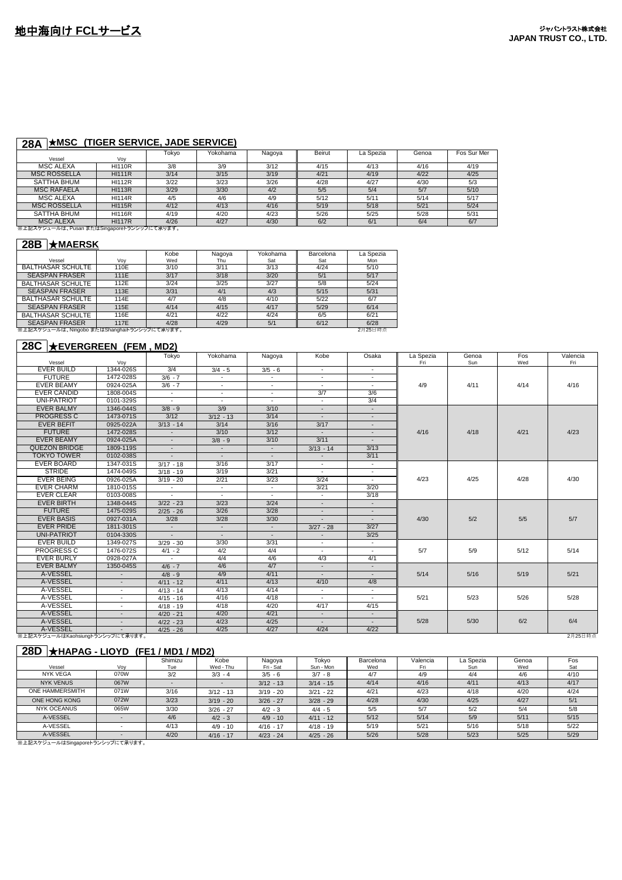# 地中海向け FCLサービス

ジャパントラスト株式会社
**JAPAN TRUST CO., LTD.**

## 28A ★MSC (TIGER SERVICE, JADE SERVICE)

| Vessel | Voy | Tokyo | Yokohama | Nagoya | Beirut | La Spezia | Genoa | Fos Sur Mer |
|---|---|---|---|---|---|---|---|---|
| MSC ALEXA | HI110R | 3/8 | 3/9 | 3/12 | 4/15 | 4/13 | 4/16 | 4/19 |
| MSC ROSSELLA | HI111R | 3/14 | 3/15 | 3/19 | 4/21 | 4/19 | 4/22 | 4/25 |
| SATTHA BHUM | HI112R | 3/22 | 3/23 | 3/26 | 4/28 | 4/27 | 4/30 | 5/3 |
| MSC RAFAELA | HI113R | 3/29 | 3/30 | 4/2 | 5/5 | 5/4 | 5/7 | 5/10 |
| MSC ALEXA | HI114R | 4/5 | 4/6 | 4/9 | 5/12 | 5/11 | 5/14 | 5/17 |
| MSC ROSSELLA | HI115R | 4/12 | 4/13 | 4/16 | 5/19 | 5/18 | 5/21 | 5/24 |
| SATTHA BHUM | HI116R | 4/19 | 4/20 | 4/23 | 5/26 | 5/25 | 5/28 | 5/31 |
| MSC ALEXA | HI117R | 4/26 | 4/27 | 4/30 | 6/2 | 6/1 | 6/4 | 6/7 |

※上記スケジュールは、Pusan またはSingaporeトランシップにて承ります。

## 28B ★MAERSK

| Vessel | Voy | Kobe Wed | Nagoya Thu | Yokohama Sat | Barcelona Sat | La Spezia Mon |
|---|---|---|---|---|---|---|
| BALTHASAR SCHULTE | 110E | 3/10 | 3/11 | 3/13 | 4/24 | 5/10 |
| SEASPAN FRASER | 111E | 3/17 | 3/18 | 3/20 | 5/1 | 5/17 |
| BALTHASAR SCHULTE | 112E | 3/24 | 3/25 | 3/27 | 5/8 | 5/24 |
| SEASPAN FRASER | 113E | 3/31 | 4/1 | 4/3 | 5/15 | 5/31 |
| BALTHASAR SCHULTE | 114E | 4/7 | 4/8 | 4/10 | 5/22 | 6/7 |
| SEASPAN FRASER | 115E | 4/14 | 4/15 | 4/17 | 5/29 | 6/14 |
| BALTHASAR SCHULTE | 116E | 4/21 | 4/22 | 4/24 | 6/5 | 6/21 |
| SEASPAN FRASER | 117E | 4/28 | 4/29 | 5/1 | 6/12 | 6/28 |

※上記スケジュールは、Ningobo またはShanghaiトランシップにて承ります。　2月25日時点

## 28C ★EVERGREEN (FEM , MD2)

| Vessel | Voy | Tokyo | Yokohama | Nagoya | Kobe | Osaka | La Spezia Fri | Genoa Sun | Fos Wed | Valencia Fri |
|---|---|---|---|---|---|---|---|---|---|---|
| EVER BUILD | 1344-026S | 3/4 | 3/4 - 5 | 3/5 - 6 | - | - | 4/9 | 4/11 | 4/14 | 4/16 |
| FUTURE | 1472-028S | 3/6 - 7 | - | - | - | - | | | | |
| EVER BEAMY | 0924-025A | 3/6 - 7 | - | - | - | - | | | | |
| EVER CANDID | 1808-004S | - | - | - | 3/7 | 3/6 | | | | |
| UNI-PATRIOT | 0101-329S | - | - | - | - | 3/4 | | | | |
| EVER BALMY | 1346-044S | 3/8 - 9 | 3/9 | 3/10 | - | - | 4/16 | 4/18 | 4/21 | 4/23 |
| PROGRESS C | 1473-071S | 3/12 | 3/12 - 13 | 3/14 | - | - | | | | |
| EVER BEFIT | 0925-022A | 3/13 - 14 | 3/14 | 3/16 | 3/17 | - | | | | |
| FUTURE | 1472-028S | - | 3/10 | 3/12 | - | - | | | | |
| EVER BEAMY | 0924-025A | - | 3/8 - 9 | 3/10 | 3/11 | - | | | | |
| QUEZON BRIDGE | 1809-119S | - | - | - | 3/13 - 14 | 3/13 | | | | |
| TOKYO TOWER | 0102-038S | - | - | - | - | 3/11 | | | | |
| EVER BOARD | 1347-031S | 3/17 - 18 | 3/16 | 3/17 | - | - | 4/23 | 4/25 | 4/28 | 4/30 |
| STRIDE | 1474-049S | 3/18 - 19 | 3/19 | 3/21 | - | - | | | | |
| EVER BEING | 0926-025A | 3/19 - 20 | 2/21 | 3/23 | 3/24 | - | | | | |
| EVER CHARM | 1810-015S | - | - | - | 3/21 | 3/20 | | | | |
| EVER CLEAR | 0103-008S | - | - | - | - | 3/18 | | | | |
| EVER BIRTH | 1348-044S | 3/22 - 23 | 3/23 | 3/24 | - | - | 4/30 | 5/2 | 5/5 | 5/7 |
| FUTURE | 1475-029S | 2/25 - 26 | 3/26 | 3/28 | - | - | | | | |
| EVER BASIS | 0927-031A | 3/28 | 3/28 | 3/30 | - | - | | | | |
| EVER PRIDE | 1811-301S | - | - | - | 3/27 - 28 | 3/27 | | | | |
| UNI-PATRIOT | 0104-330S | - | - | - | - | 3/25 | | | | |
| EVER BUILD | 1349-027S | 3/29 - 30 | 3/30 | 3/31 | - | - | 5/7 | 5/9 | 5/12 | 5/14 |
| PROGRESS C | 1476-072S | 4/1 - 2 | 4/2 | 4/4 | - | - | | | | |
| EVER BURLY | 0928-027A | - | 4/4 | 4/6 | 4/3 | 4/1 | | | | |
| EVER BALMY | 1350-045S | 4/6 - 7 | 4/6 | 4/7 | - | - | 5/14 | 5/16 | 5/19 | 5/21 |
| A-VESSEL | - | 4/8 - 9 | 4/9 | 4/11 | - | - | | | | |
| A-VESSEL | - | 4/11 - 12 | 4/11 | 4/13 | 4/10 | 4/8 | | | | |
| A-VESSEL | - | 4/13 - 14 | 4/13 | 4/14 | - | - | 5/21 | 5/23 | 5/26 | 5/28 |
| A-VESSEL | - | 4/15 - 16 | 4/16 | 4/18 | - | - | | | | |
| A-VESSEL | - | 4/18 - 19 | 4/18 | 4/20 | 4/17 | 4/15 | | | | |
| A-VESSEL | - | 4/20 - 21 | 4/20 | 4/21 | - | - | 5/28 | 5/30 | 6/2 | 6/4 |
| A-VESSEL | - | 4/22 - 23 | 4/23 | 4/25 | - | - | | | | |
| A-VESSEL | - | 4/25 - 26 | 4/25 | 4/27 | 4/24 | 4/22 | | | | |

※上記スケジュールはKaohsiungトランシップにて承ります。　2月25日時点

## 28D ★HAPAG - LIOYD (FE1 / MD1 / MD2)

| Vessel | Voy | Shimizu Tue | Kobe Wed - Thu | Nagoya Fri - Sat | Tokyo Sun - Mon | Barcelona Wed | Valencia Fri | La Spezia Sun | Genoa Wed | Fos Sat |
|---|---|---|---|---|---|---|---|---|---|---|
| NYK VEGA | 070W | 3/2 | 3/3 - 4 | 3/5 - 6 | 3/7 - 8 | 4/7 | 4/9 | 4/4 | 4/6 | 4/10 |
| NYK VENUS | 067W | - | - | 3/12 - 13 | 3/14 - 15 | 4/14 | 4/16 | 4/11 | 4/13 | 4/17 |
| ONE HAMMERSMITH | 071W | 3/16 | 3/12 - 13 | 3/19 - 20 | 3/21 - 22 | 4/21 | 4/23 | 4/18 | 4/20 | 4/24 |
| ONE HONG KONG | 072W | 3/23 | 3/19 - 20 | 3/26 - 27 | 3/28 - 29 | 4/28 | 4/30 | 4/25 | 4/27 | 5/1 |
| NYK OCEANUS | 065W | 3/30 | 3/26 - 27 | 4/2 - 3 | 4/4 - 5 | 5/5 | 5/7 | 5/2 | 5/4 | 5/8 |
| A-VESSEL | - | 4/6 | 4/2 - 3 | 4/9 - 10 | 4/11 - 12 | 5/12 | 5/14 | 5/9 | 5/11 | 5/15 |
| A-VESSEL | - | 4/13 | 4/9 - 10 | 4/16 - 17 | 4/18 - 19 | 5/19 | 5/21 | 5/16 | 5/18 | 5/22 |
| A-VESSEL | - | 4/20 | 4/16 - 17 | 4/23 - 24 | 4/25 - 26 | 5/26 | 5/28 | 5/23 | 5/25 | 5/29 |

※上記スケジュールはSingaporeトランシップにて承ります。